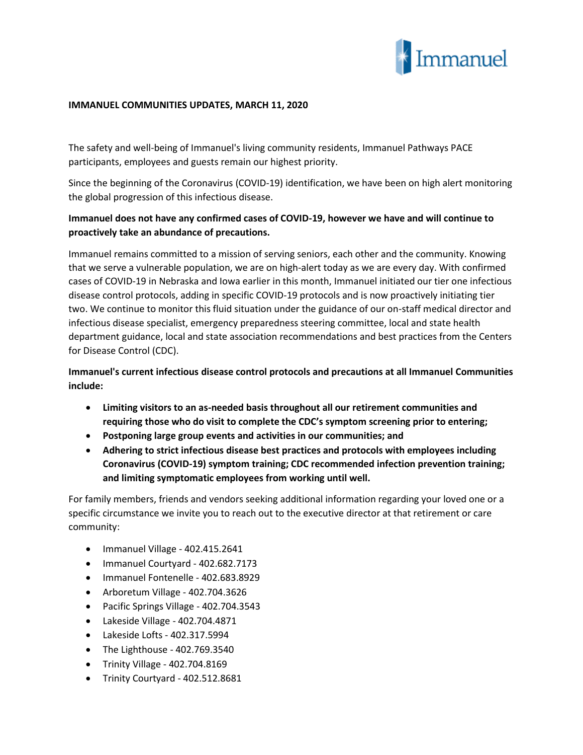**IMMANUEL COMMUNITIES UPDATES, MARCH 11, 2020**

The safety and well-being of Immanuel's living community residents, Immanuel Pathways PACE participants, employees and guests remain our highest priority.

Since the beginning of the Coronavirus (COVID-19) identification, we have been on high alert monitoring the global progression of this infectious disease.

**Immanuel does not have any confirmed cases of COVID-19, however we have and will continue to proactively take an abundance of precautions.**

Immanuel remains committed to a mission of serving seniors, each other and the community. Knowing that we serve a vulnerable population, we are on high-alert today as we are every day. With confirmed cases of COVID-19 in Nebraska and Iowa earlier in this month, Immanuel initiated our tier one infectious disease control protocols, adding in specific COVID-19 protocols and is now proactively initiating tier two. We continue to monitor this fluid situation under the guidance of our on-staff medical director and infectious disease specialist, emergency preparedness steering committee, local and state health department guidance, local and state association recommendations and best practices from the Centers for Disease Control (CDC).

**Immanuel's current infectious disease control protocols and precautions at all Immanuel Communities include:**

- **Limiting visitors to an as-needed basis throughout all our retirement communities and requiring those who do visit to complete the CDC's symptom screening prior to entering;**
- **Postponing large group events and activities in our communities; and**
- **Adhering to strict infectious disease best practices and protocols with employees including Coronavirus (COVID-19) symptom training; CDC recommended infection prevention training; and limiting symptomatic employees from working until well.**

For family members, friends and vendors seeking additional information regarding your loved one or a specific circumstance we invite you to reach out to the executive director at that retirement or care community:

- Immanuel Village - 402.415.2641
- Immanuel Courtyard - 402.682.7173
- Immanuel Fontenelle - 402.683.8929
- Arboretum Village - 402.704.3626
- Pacific Springs Village - 402.704.3543
- Lakeside Village - 402.704.4871
- Lakeside Lofts - 402.317.5994
- The Lighthouse - 402.769.3540
- Trinity Village - 402.704.8169
- Trinity Courtyard - 402.512.8681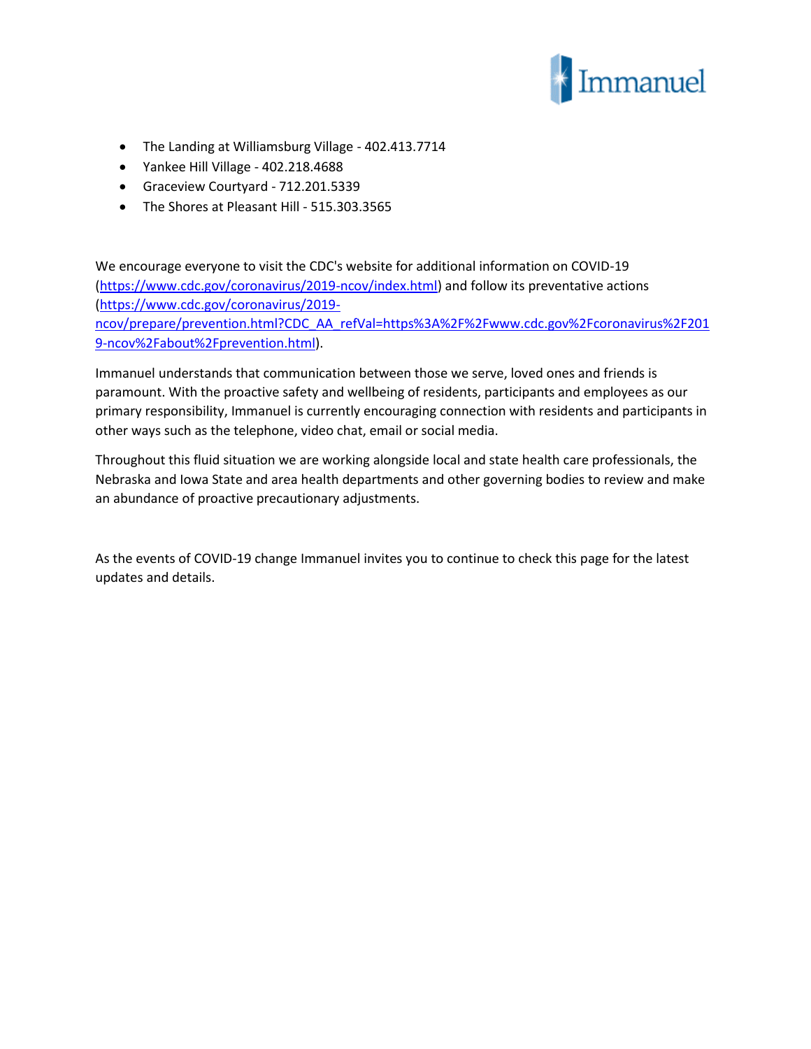- The Landing at Williamsburg Village - 402.413.7714
- Yankee Hill Village - 402.218.4688
- Graceview Courtyard - 712.201.5339
- The Shores at Pleasant Hill - 515.303.3565

We encourage everyone to visit the CDC's website for additional information on COVID-19 (https://www.cdc.gov/coronavirus/2019-ncov/index.html) and follow its preventative actions (https://www.cdc.gov/coronavirus/2019-ncov/prepare/prevention.html?CDC_AA_refVal=https%3A%2F%2Fwww.cdc.gov%2Fcoronavirus%2F2019-ncov%2Fabout%2Fprevention.html).

Immanuel understands that communication between those we serve, loved ones and friends is paramount. With the proactive safety and wellbeing of residents, participants and employees as our primary responsibility, Immanuel is currently encouraging connection with residents and participants in other ways such as the telephone, video chat, email or social media.

Throughout this fluid situation we are working alongside local and state health care professionals, the Nebraska and Iowa State and area health departments and other governing bodies to review and make an abundance of proactive precautionary adjustments.

As the events of COVID-19 change Immanuel invites you to continue to check this page for the latest updates and details.